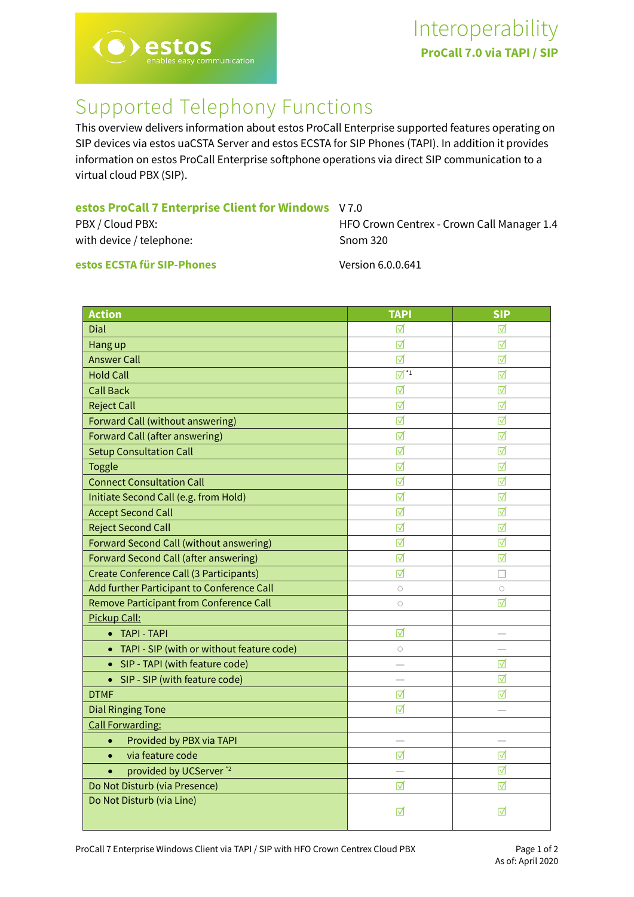# Interoperability

**ProCall 7.0 via TAPI / SIP**

## Supported Telephony Functions

This overview delivers information about estos ProCall Enterprise supported features operating on SIP devices via estos uaCSTA Server and estos ECSTA for SIP Phones (TAPI). In addition it provides information on estos ProCall Enterprise softphone operations via direct SIP communication to a virtual cloud PBX (SIP).

| | |
|---|---|
| **estos ProCall 7 Enterprise Client for Windows** | V 7.0 |
| PBX / Cloud PBX: | HFO Crown Centrex - Crown Call Manager 1.4 |
| with device / telephone: | Snom 320 |
| **estos ECSTA für SIP-Phones** | Version 6.0.0.641 |

| Action | TAPI | SIP |
|---|---|---|
| Dial | ☑ | ☑ |
| Hang up | ☑ | ☑ |
| Answer Call | ☑ | ☑ |
| Hold Call | ☑ *1 | ☑ |
| Call Back | ☑ | ☑ |
| Reject Call | ☑ | ☑ |
| Forward Call (without answering) | ☑ | ☑ |
| Forward Call (after answering) | ☑ | ☑ |
| Setup Consultation Call | ☑ | ☑ |
| Toggle | ☑ | ☑ |
| Connect Consultation Call | ☑ | ☑ |
| Initiate Second Call (e.g. from Hold) | ☑ | ☑ |
| Accept Second Call | ☑ | ☑ |
| Reject Second Call | ☑ | ☑ |
| Forward Second Call (without answering) | ☑ | ☑ |
| Forward Second Call (after answering) | ☑ | ☑ |
| Create Conference Call (3 Participants) | ☑ | ☐ |
| Add further Participant to Conference Call | ○ | ○ |
| Remove Participant from Conference Call | ○ | ☑ |
| Pickup Call: | | |
| • TAPI - TAPI | ☑ | — |
| • TAPI - SIP (with or without feature code) | ○ | — |
| • SIP - TAPI (with feature code) | — | ☑ |
| • SIP - SIP (with feature code) | — | ☑ |
| DTMF | ☑ | ☑ |
| Dial Ringing Tone | ☑ | — |
| Call Forwarding: | | |
| • Provided by PBX via TAPI | — | — |
| • via feature code | ☑ | ☑ |
| • provided by UCServer *2 | — | ☑ |
| Do Not Disturb (via Presence) | ☑ | ☑ |
| Do Not Disturb (via Line) | ☑ | ☑ |

ProCall 7 Enterprise Windows Client via TAPI / SIP with HFO Crown Centrex Cloud PBX

As of: April 2020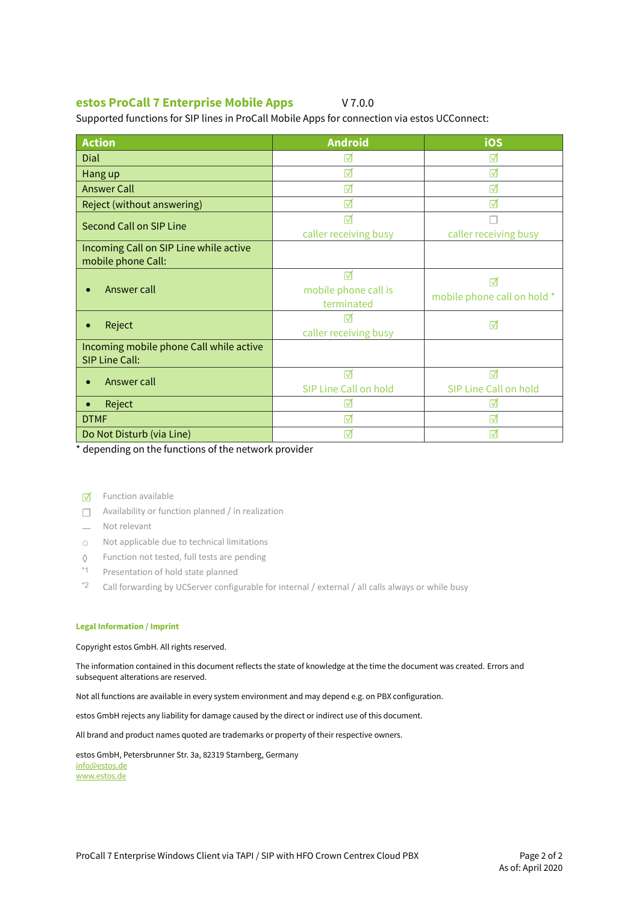## estos ProCall 7 Enterprise Mobile Apps V 7.0.0

Supported functions for SIP lines in ProCall Mobile Apps for connection via estos UCConnect:

| Action | Android | iOS |
|---|---|---|
| Dial | ☑ | ☑ |
| Hang up | ☑ | ☑ |
| Answer Call | ☑ | ☑ |
| Reject (without answering) | ☑ | ☑ |
| Second Call on SIP Line | ☑ caller receiving busy | ☐ caller receiving busy |
| Incoming Call on SIP Line while active mobile phone Call: | | |
| • Answer call | ☑ mobile phone call is terminated | ☑ mobile phone call on hold * |
| • Reject | ☑ caller receiving busy | ☑ |
| Incoming mobile phone Call while active SIP Line Call: | | |
| • Answer call | ☑ SIP Line Call on hold | ☑ SIP Line Call on hold |
| • Reject | ☑ | ☑ |
| DTMF | ☑ | ☑ |
| Do Not Disturb (via Line) | ☑ | ☑ |

* depending on the functions of the network provider

☑ Function available
☐ Availability or function planned / in realization
— Not relevant
○ Not applicable due to technical limitations
◊ Function not tested, full tests are pending
*1 Presentation of hold state planned
*2 Call forwarding by UCServer configurable for internal / external / all calls always or while busy

#### Legal Information / Imprint

Copyright estos GmbH. All rights reserved.

The information contained in this document reflects the state of knowledge at the time the document was created. Errors and subsequent alterations are reserved.

Not all functions are available in every system environment and may depend e.g. on PBX configuration.

estos GmbH rejects any liability for damage caused by the direct or indirect use of this document.

All brand and product names quoted are trademarks or property of their respective owners.

estos GmbH, Petersbrunner Str. 3a, 82319 Starnberg, Germany
info@estos.de
www.estos.de

ProCall 7 Enterprise Windows Client via TAPI / SIP with HFO Crown Centrex Cloud PBX

As of: April 2020